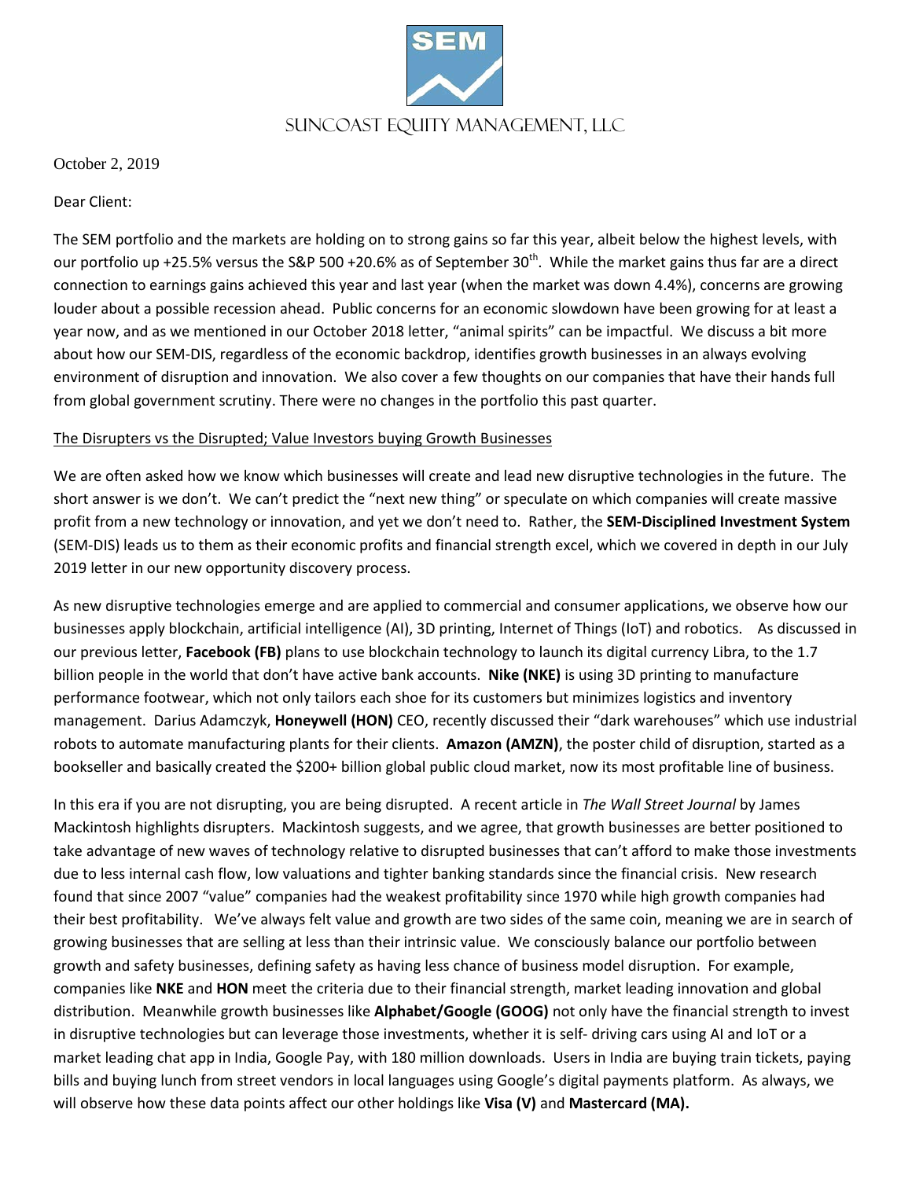SEM

SUNCOAST EQUITY MANAGEMENT, LLC

October 2, 2019

Dear Client:

The SEM portfolio and the markets are holding on to strong gains so far this year, albeit below the highest levels, with our portfolio up +25.5% versus the S&P 500 +20.6% as of September 30th. While the market gains thus far are a direct connection to earnings gains achieved this year and last year (when the market was down 4.4%), concerns are growing louder about a possible recession ahead. Public concerns for an economic slowdown have been growing for at least a year now, and as we mentioned in our October 2018 letter, "animal spirits" can be impactful. We discuss a bit more about how our SEM-DIS, regardless of the economic backdrop, identifies growth businesses in an always evolving environment of disruption and innovation. We also cover a few thoughts on our companies that have their hands full from global government scrutiny. There were no changes in the portfolio this past quarter.

## The Disrupters vs the Disrupted; Value Investors buying Growth Businesses

We are often asked how we know which businesses will create and lead new disruptive technologies in the future. The short answer is we don't. We can't predict the "next new thing" or speculate on which companies will create massive profit from a new technology or innovation, and yet we don't need to. Rather, the **SEM-Disciplined Investment System** (SEM-DIS) leads us to them as their economic profits and financial strength excel, which we covered in depth in our July 2019 letter in our new opportunity discovery process.

As new disruptive technologies emerge and are applied to commercial and consumer applications, we observe how our businesses apply blockchain, artificial intelligence (AI), 3D printing, Internet of Things (IoT) and robotics. As discussed in our previous letter, **Facebook (FB)** plans to use blockchain technology to launch its digital currency Libra, to the 1.7 billion people in the world that don't have active bank accounts. **Nike (NKE)** is using 3D printing to manufacture performance footwear, which not only tailors each shoe for its customers but minimizes logistics and inventory management. Darius Adamczyk, **Honeywell (HON)** CEO, recently discussed their "dark warehouses" which use industrial robots to automate manufacturing plants for their clients. **Amazon (AMZN)**, the poster child of disruption, started as a bookseller and basically created the $200+ billion global public cloud market, now its most profitable line of business.

In this era if you are not disrupting, you are being disrupted. A recent article in *The Wall Street Journal* by James Mackintosh highlights disrupters. Mackintosh suggests, and we agree, that growth businesses are better positioned to take advantage of new waves of technology relative to disrupted businesses that can't afford to make those investments due to less internal cash flow, low valuations and tighter banking standards since the financial crisis. New research found that since 2007 "value" companies had the weakest profitability since 1970 while high growth companies had their best profitability. We've always felt value and growth are two sides of the same coin, meaning we are in search of growing businesses that are selling at less than their intrinsic value. We consciously balance our portfolio between growth and safety businesses, defining safety as having less chance of business model disruption. For example, companies like **NKE** and **HON** meet the criteria due to their financial strength, market leading innovation and global distribution. Meanwhile growth businesses like **Alphabet/Google (GOOG)** not only have the financial strength to invest in disruptive technologies but can leverage those investments, whether it is self- driving cars using AI and IoT or a market leading chat app in India, Google Pay, with 180 million downloads. Users in India are buying train tickets, paying bills and buying lunch from street vendors in local languages using Google's digital payments platform. As always, we will observe how these data points affect our other holdings like **Visa (V)** and **Mastercard (MA).**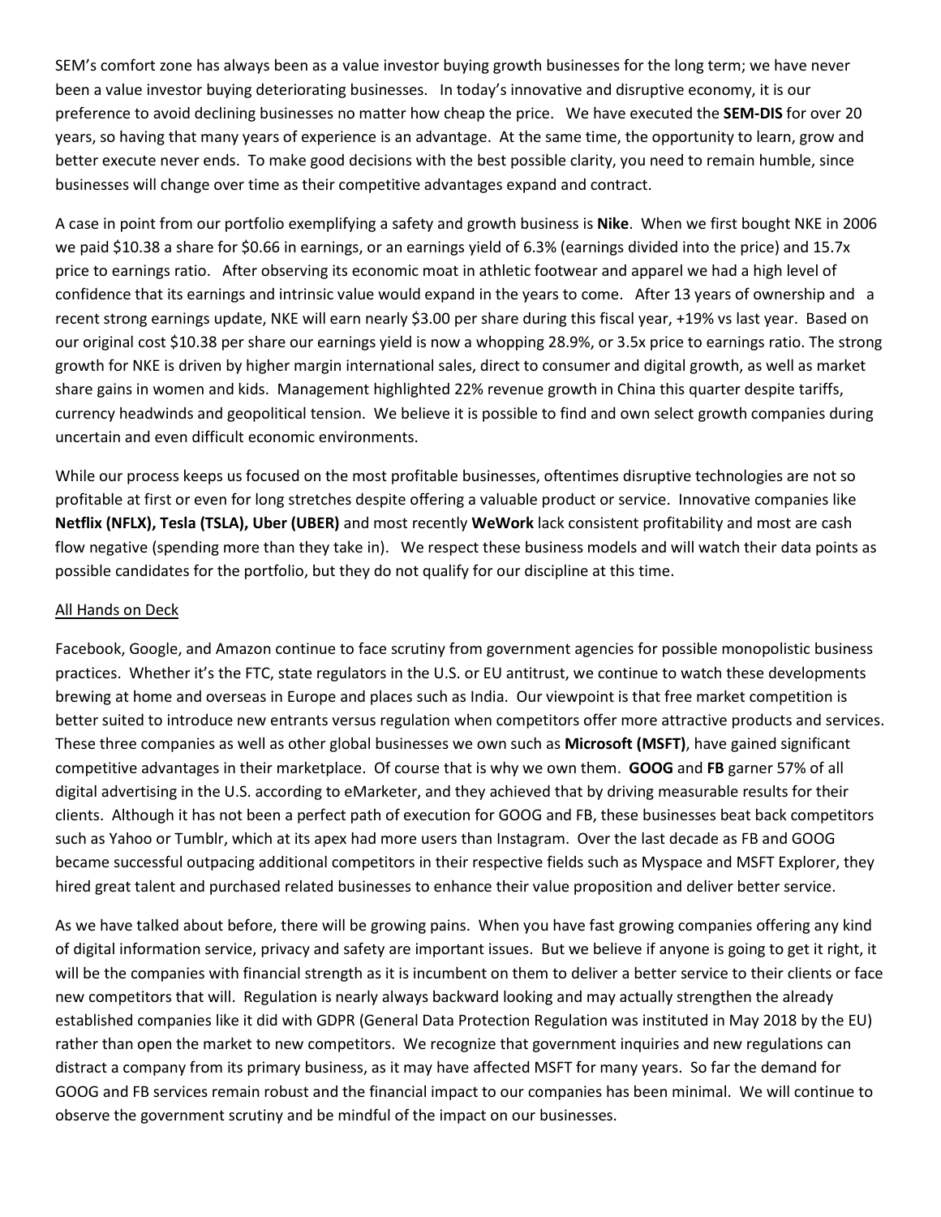SEM's comfort zone has always been as a value investor buying growth businesses for the long term; we have never been a value investor buying deteriorating businesses. In today's innovative and disruptive economy, it is our preference to avoid declining businesses no matter how cheap the price. We have executed the **SEM-DIS** for over 20 years, so having that many years of experience is an advantage. At the same time, the opportunity to learn, grow and better execute never ends. To make good decisions with the best possible clarity, you need to remain humble, since businesses will change over time as their competitive advantages expand and contract.

A case in point from our portfolio exemplifying a safety and growth business is **Nike**. When we first bought NKE in 2006 we paid $10.38 a share for $0.66 in earnings, or an earnings yield of 6.3% (earnings divided into the price) and 15.7x price to earnings ratio. After observing its economic moat in athletic footwear and apparel we had a high level of confidence that its earnings and intrinsic value would expand in the years to come. After 13 years of ownership and a recent strong earnings update, NKE will earn nearly $3.00 per share during this fiscal year, +19% vs last year. Based on our original cost $10.38 per share our earnings yield is now a whopping 28.9%, or 3.5x price to earnings ratio. The strong growth for NKE is driven by higher margin international sales, direct to consumer and digital growth, as well as market share gains in women and kids. Management highlighted 22% revenue growth in China this quarter despite tariffs, currency headwinds and geopolitical tension. We believe it is possible to find and own select growth companies during uncertain and even difficult economic environments.

While our process keeps us focused on the most profitable businesses, oftentimes disruptive technologies are not so profitable at first or even for long stretches despite offering a valuable product or service. Innovative companies like **Netflix (NFLX), Tesla (TSLA), Uber (UBER)** and most recently **WeWork** lack consistent profitability and most are cash flow negative (spending more than they take in). We respect these business models and will watch their data points as possible candidates for the portfolio, but they do not qualify for our discipline at this time.

## All Hands on Deck

Facebook, Google, and Amazon continue to face scrutiny from government agencies for possible monopolistic business practices. Whether it's the FTC, state regulators in the U.S. or EU antitrust, we continue to watch these developments brewing at home and overseas in Europe and places such as India. Our viewpoint is that free market competition is better suited to introduce new entrants versus regulation when competitors offer more attractive products and services. These three companies as well as other global businesses we own such as **Microsoft (MSFT)**, have gained significant competitive advantages in their marketplace. Of course that is why we own them. **GOOG** and **FB** garner 57% of all digital advertising in the U.S. according to eMarketer, and they achieved that by driving measurable results for their clients. Although it has not been a perfect path of execution for GOOG and FB, these businesses beat back competitors such as Yahoo or Tumblr, which at its apex had more users than Instagram. Over the last decade as FB and GOOG became successful outpacing additional competitors in their respective fields such as Myspace and MSFT Explorer, they hired great talent and purchased related businesses to enhance their value proposition and deliver better service.

As we have talked about before, there will be growing pains. When you have fast growing companies offering any kind of digital information service, privacy and safety are important issues. But we believe if anyone is going to get it right, it will be the companies with financial strength as it is incumbent on them to deliver a better service to their clients or face new competitors that will. Regulation is nearly always backward looking and may actually strengthen the already established companies like it did with GDPR (General Data Protection Regulation was instituted in May 2018 by the EU) rather than open the market to new competitors. We recognize that government inquiries and new regulations can distract a company from its primary business, as it may have affected MSFT for many years. So far the demand for GOOG and FB services remain robust and the financial impact to our companies has been minimal. We will continue to observe the government scrutiny and be mindful of the impact on our businesses.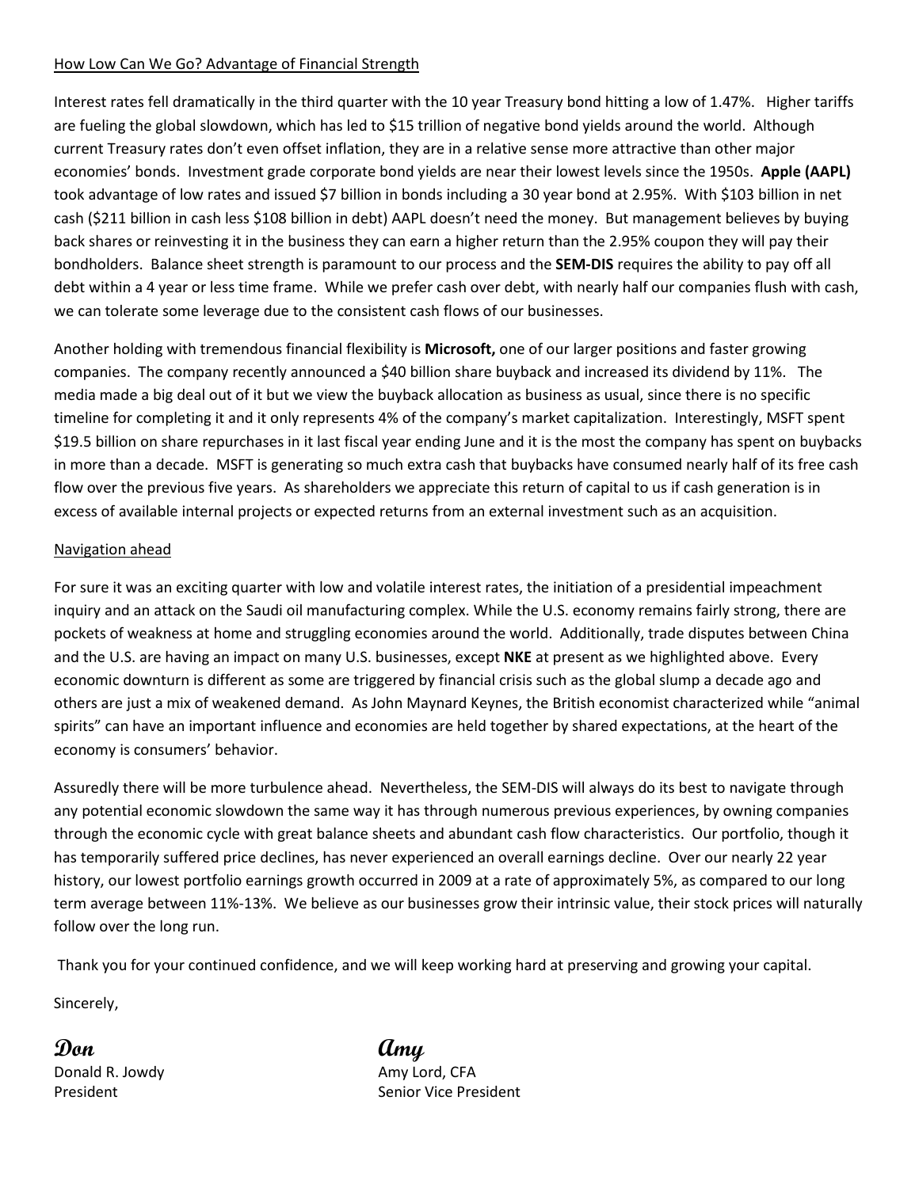How Low Can We Go? Advantage of Financial Strength

Interest rates fell dramatically in the third quarter with the 10 year Treasury bond hitting a low of 1.47%. Higher tariffs are fueling the global slowdown, which has led to $15 trillion of negative bond yields around the world. Although current Treasury rates don't even offset inflation, they are in a relative sense more attractive than other major economies' bonds. Investment grade corporate bond yields are near their lowest levels since the 1950s. **Apple (AAPL)** took advantage of low rates and issued $7 billion in bonds including a 30 year bond at 2.95%. With $103 billion in net cash ($211 billion in cash less $108 billion in debt) AAPL doesn't need the money. But management believes by buying back shares or reinvesting it in the business they can earn a higher return than the 2.95% coupon they will pay their bondholders. Balance sheet strength is paramount to our process and the **SEM-DIS** requires the ability to pay off all debt within a 4 year or less time frame. While we prefer cash over debt, with nearly half our companies flush with cash, we can tolerate some leverage due to the consistent cash flows of our businesses.

Another holding with tremendous financial flexibility is **Microsoft,** one of our larger positions and faster growing companies. The company recently announced a $40 billion share buyback and increased its dividend by 11%. The media made a big deal out of it but we view the buyback allocation as business as usual, since there is no specific timeline for completing it and it only represents 4% of the company's market capitalization. Interestingly, MSFT spent $19.5 billion on share repurchases in it last fiscal year ending June and it is the most the company has spent on buybacks in more than a decade. MSFT is generating so much extra cash that buybacks have consumed nearly half of its free cash flow over the previous five years. As shareholders we appreciate this return of capital to us if cash generation is in excess of available internal projects or expected returns from an external investment such as an acquisition.

Navigation ahead

For sure it was an exciting quarter with low and volatile interest rates, the initiation of a presidential impeachment inquiry and an attack on the Saudi oil manufacturing complex. While the U.S. economy remains fairly strong, there are pockets of weakness at home and struggling economies around the world. Additionally, trade disputes between China and the U.S. are having an impact on many U.S. businesses, except **NKE** at present as we highlighted above. Every economic downturn is different as some are triggered by financial crisis such as the global slump a decade ago and others are just a mix of weakened demand. As John Maynard Keynes, the British economist characterized while "animal spirits" can have an important influence and economies are held together by shared expectations, at the heart of the economy is consumers' behavior.

Assuredly there will be more turbulence ahead. Nevertheless, the SEM-DIS will always do its best to navigate through any potential economic slowdown the same way it has through numerous previous experiences, by owning companies through the economic cycle with great balance sheets and abundant cash flow characteristics. Our portfolio, though it has temporarily suffered price declines, has never experienced an overall earnings decline. Over our nearly 22 year history, our lowest portfolio earnings growth occurred in 2009 at a rate of approximately 5%, as compared to our long term average between 11%-13%. We believe as our businesses grow their intrinsic value, their stock prices will naturally follow over the long run.

Thank you for your continued confidence, and we will keep working hard at preserving and growing your capital.

Sincerely,

*Don*
Donald R. Jowdy
President

*Amy*
Amy Lord, CFA
Senior Vice President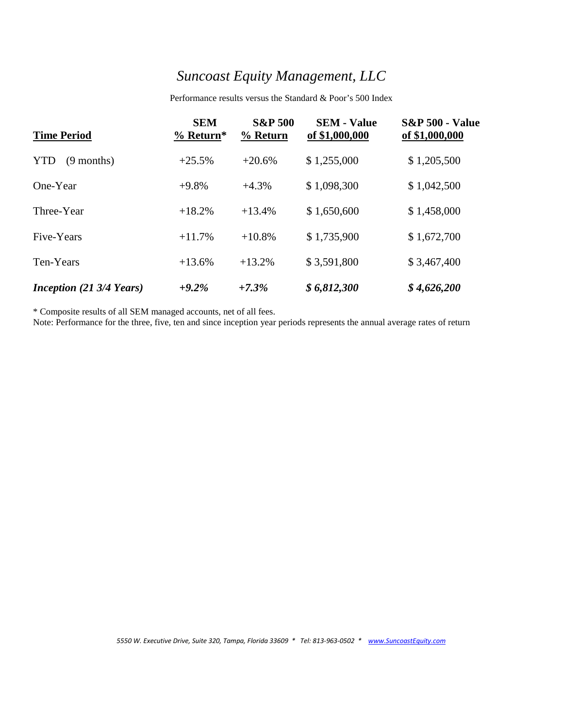# *Suncoast Equity Management, LLC*

Performance results versus the Standard & Poor's 500 Index

| Time Period | SEM % Return* | S&P 500 % Return | SEM - Value of $1,000,000 | S&P 500 - Value of $1,000,000 |
|---|---|---|---|---|
| YTD (9 months) | +25.5% | +20.6% | $ 1,255,000 | $ 1,205,500 |
| One-Year | +9.8% | +4.3% | $ 1,098,300 | $ 1,042,500 |
| Three-Year | +18.2% | +13.4% | $ 1,650,600 | $ 1,458,000 |
| Five-Years | +11.7% | +10.8% | $ 1,735,900 | $ 1,672,700 |
| Ten-Years | +13.6% | +13.2% | $ 3,591,800 | $ 3,467,400 |
| ***Inception (21 3/4 Years)*** | ***+9.2%*** | ***+7.3%*** | ***$ 6,812,300*** | ***$ 4,626,200*** |

* Composite results of all SEM managed accounts, net of all fees.

Note: Performance for the three, five, ten and since inception year periods represents the annual average rates of return

*5550 W. Executive Drive, Suite 320, Tampa, Florida 33609 * Tel: 813-963-0502 * www.SuncoastEquity.com*